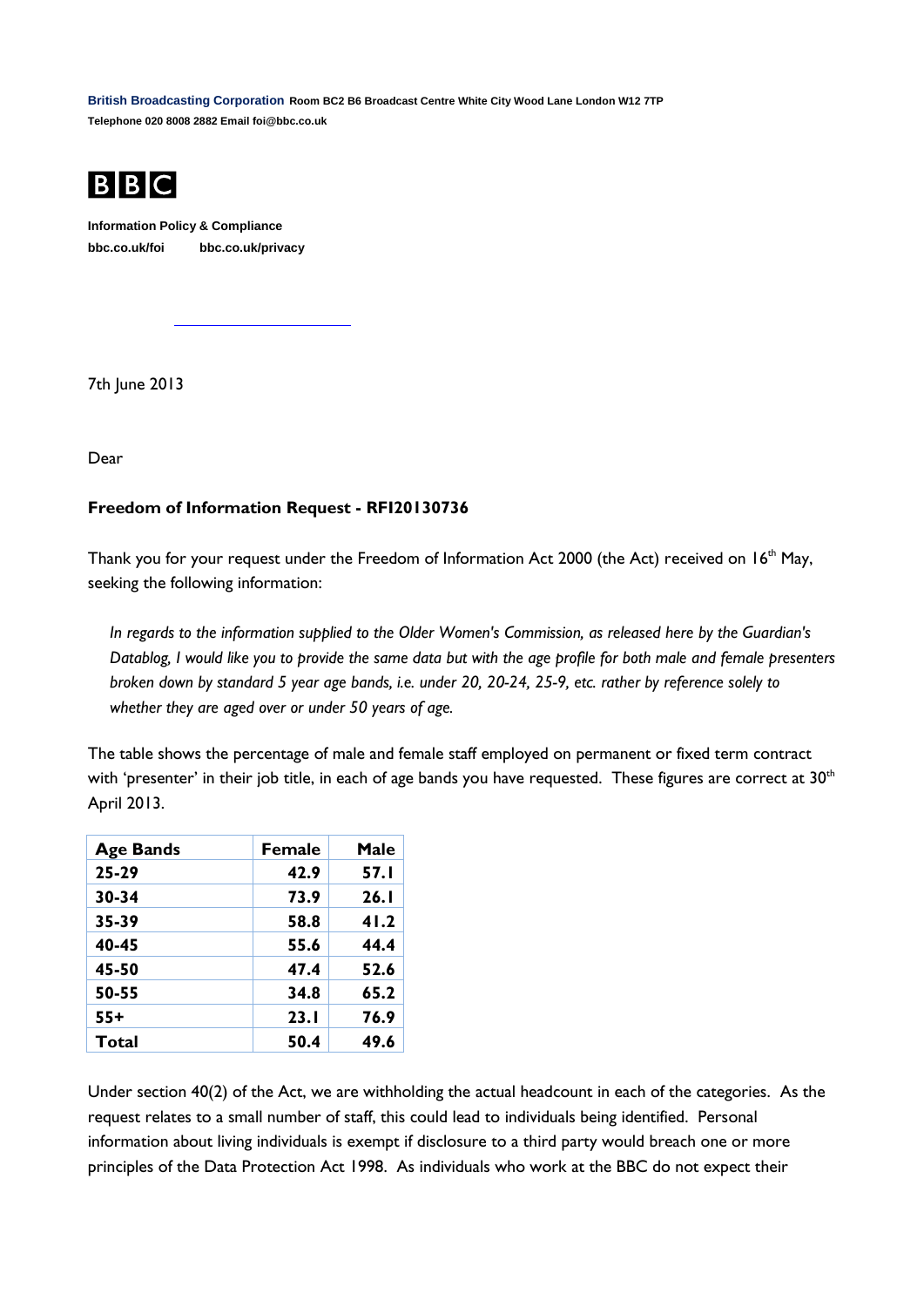**British Broadcasting Corporation** Room BC2 B6 Broadcast Centre White City Wood Lane London W12 7TP
Telephone 020 8008 2882 Email foi@bbc.co.uk

BBC

**Information Policy & Compliance**
**bbc.co.uk/foi** **bbc.co.uk/privacy**

7th June 2013

Dear

**Freedom of Information Request - RFI20130736**

Thank you for your request under the Freedom of Information Act 2000 (the Act) received on 16th May, seeking the following information:

*In regards to the information supplied to the Older Women's Commission, as released here by the Guardian's Datablog, I would like you to provide the same data but with the age profile for both male and female presenters broken down by standard 5 year age bands, i.e. under 20, 20-24, 25-9, etc. rather by reference solely to whether they are aged over or under 50 years of age.*

The table shows the percentage of male and female staff employed on permanent or fixed term contract with 'presenter' in their job title, in each of age bands you have requested. These figures are correct at 30th April 2013.

| Age Bands | Female | Male |
|---|---|---|
| 25-29 | 42.9 | 57.1 |
| 30-34 | 73.9 | 26.1 |
| 35-39 | 58.8 | 41.2 |
| 40-45 | 55.6 | 44.4 |
| 45-50 | 47.4 | 52.6 |
| 50-55 | 34.8 | 65.2 |
| 55+ | 23.1 | 76.9 |
| Total | 50.4 | 49.6 |

Under section 40(2) of the Act, we are withholding the actual headcount in each of the categories. As the request relates to a small number of staff, this could lead to individuals being identified. Personal information about living individuals is exempt if disclosure to a third party would breach one or more principles of the Data Protection Act 1998. As individuals who work at the BBC do not expect their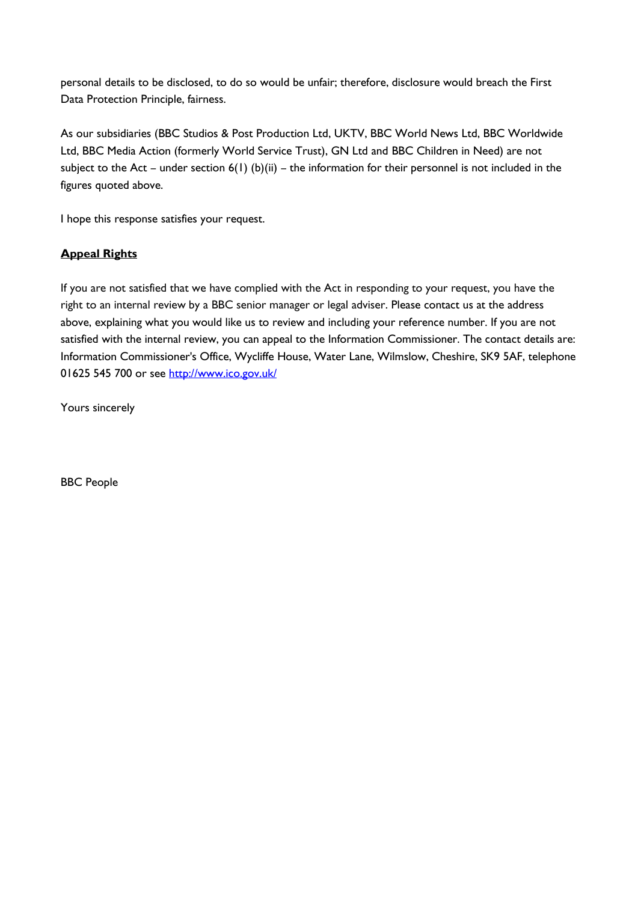personal details to be disclosed, to do so would be unfair; therefore, disclosure would breach the First Data Protection Principle, fairness.

As our subsidiaries (BBC Studios & Post Production Ltd, UKTV, BBC World News Ltd, BBC Worldwide Ltd, BBC Media Action (formerly World Service Trust), GN Ltd and BBC Children in Need) are not subject to the Act – under section 6(1) (b)(ii) – the information for their personnel is not included in the figures quoted above.

I hope this response satisfies your request.

**Appeal Rights**

If you are not satisfied that we have complied with the Act in responding to your request, you have the right to an internal review by a BBC senior manager or legal adviser. Please contact us at the address above, explaining what you would like us to review and including your reference number. If you are not satisfied with the internal review, you can appeal to the Information Commissioner. The contact details are: Information Commissioner's Office, Wycliffe House, Water Lane, Wilmslow, Cheshire, SK9 5AF, telephone 01625 545 700 or see http://www.ico.gov.uk/

Yours sincerely

BBC People